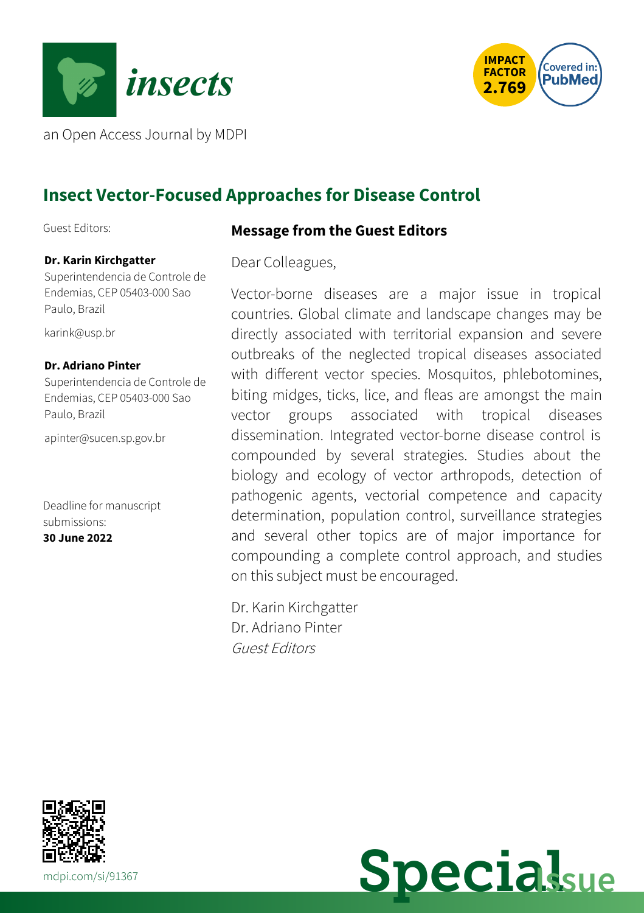insects

an Open Access Journal by MDPI

IMPACT FACTOR 2.769

Covered in: PubMed

# Insect Vector-Focused Approaches for Disease Control

Guest Editors:

**Dr. Karin Kirchgatter**
Superintendencia de Controle de Endemias, CEP 05403-000 Sao Paulo, Brazil

karink@usp.br

**Dr. Adriano Pinter**
Superintendencia de Controle de Endemias, CEP 05403-000 Sao Paulo, Brazil

apinter@sucen.sp.gov.br

Deadline for manuscript submissions:
**30 June 2022**

## Message from the Guest Editors

Dear Colleagues,

Vector-borne diseases are a major issue in tropical countries. Global climate and landscape changes may be directly associated with territorial expansion and severe outbreaks of the neglected tropical diseases associated with different vector species. Mosquitos, phlebotomines, biting midges, ticks, lice, and fleas are amongst the main vector groups associated with tropical diseases dissemination. Integrated vector-borne disease control is compounded by several strategies. Studies about the biology and ecology of vector arthropods, detection of pathogenic agents, vectorial competence and capacity determination, population control, surveillance strategies and several other topics are of major importance for compounding a complete control approach, and studies on this subject must be encouraged.

Dr. Karin Kirchgatter
Dr. Adriano Pinter
*Guest Editors*

mdpi.com/si/91367

Special Issue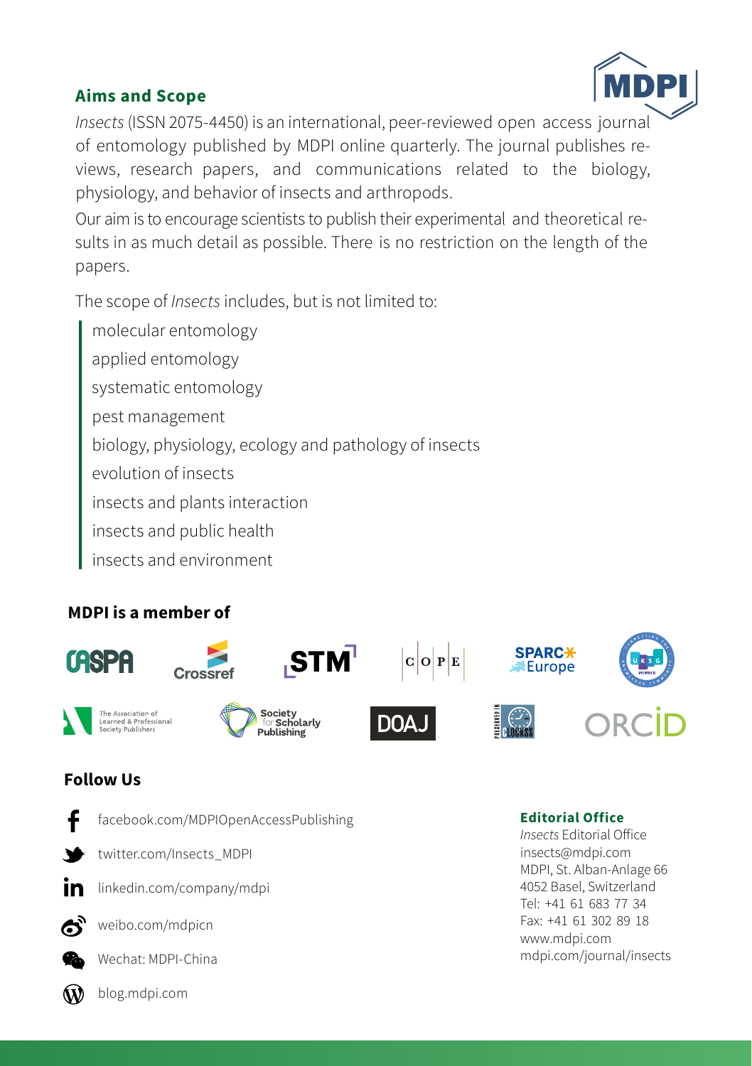## Aims and Scope

*Insects* (ISSN 2075-4450) is an international, peer-reviewed open access journal of entomology published by MDPI online quarterly. The journal publishes reviews, research papers, and communications related to the biology, physiology, and behavior of insects and arthropods.

Our aim is to encourage scientists to publish their experimental and theoretical results in as much detail as possible. There is no restriction on the length of the papers.

The scope of *Insects* includes, but is not limited to:

- molecular entomology
- applied entomology
- systematic entomology
- pest management
- biology, physiology, ecology and pathology of insects
- evolution of insects
- insects and plants interaction
- insects and public health
- insects and environment

## MDPI is a member of

## Follow Us

facebook.com/MDPIOpenAccessPublishing

twitter.com/Insects_MDPI

linkedin.com/company/mdpi

weibo.com/mdpicn

Wechat: MDPI-China

blog.mdpi.com

## Editorial Office

*Insects* Editorial Office
insects@mdpi.com
MDPI, St. Alban-Anlage 66
4052 Basel, Switzerland
Tel: +41 61 683 77 34
Fax: +41 61 302 89 18
www.mdpi.com
mdpi.com/journal/insects